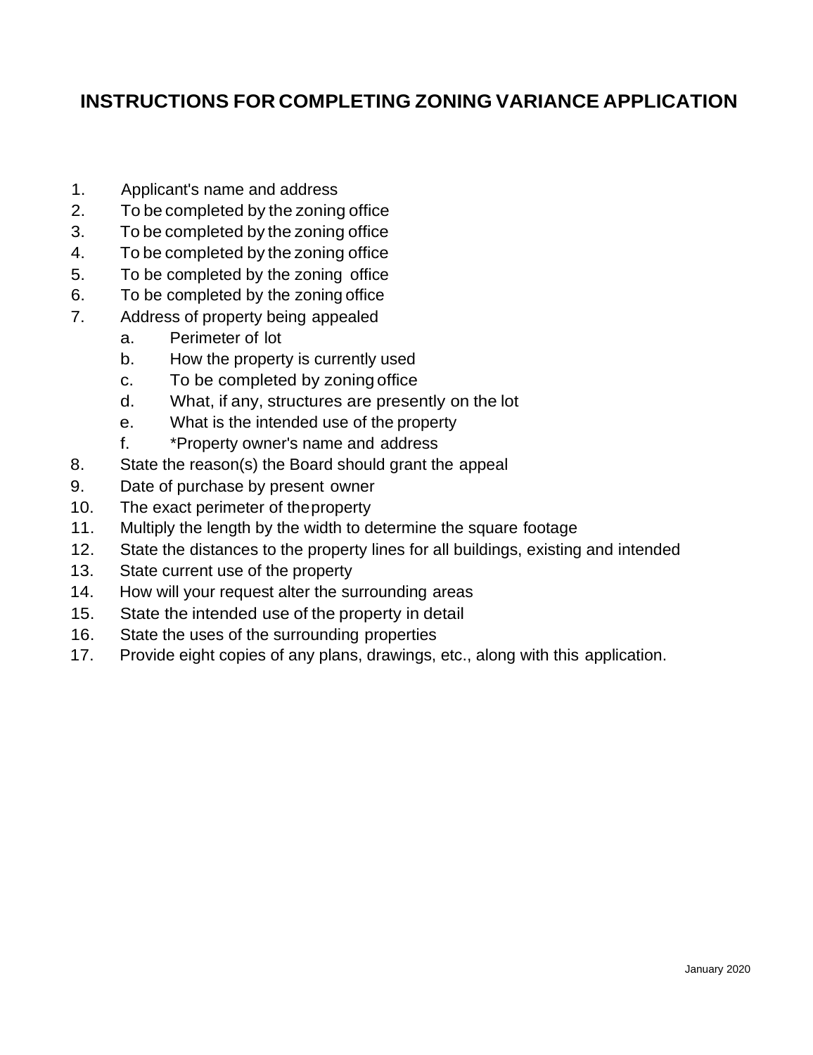# INSTRUCTIONS FOR COMPLETING ZONING VARIANCE APPLICATION

1. Applicant's name and address
2. To be completed by the zoning office
3. To be completed by the zoning office
4. To be completed by the zoning office
5. To be completed by the zoning office
6. To be completed by the zoning office
7. Address of property being appealed
   a. Perimeter of lot
   b. How the property is currently used
   c. To be completed by zoning office
   d. What, if any, structures are presently on the lot
   e. What is the intended use of the property
   f. *Property owner's name and address
8. State the reason(s) the Board should grant the appeal
9. Date of purchase by present owner
10. The exact perimeter of the property
11. Multiply the length by the width to determine the square footage
12. State the distances to the property lines for all buildings, existing and intended
13. State current use of the property
14. How will your request alter the surrounding areas
15. State the intended use of the property in detail
16. State the uses of the surrounding properties
17. Provide eight copies of any plans, drawings, etc., along with this application.

January 2020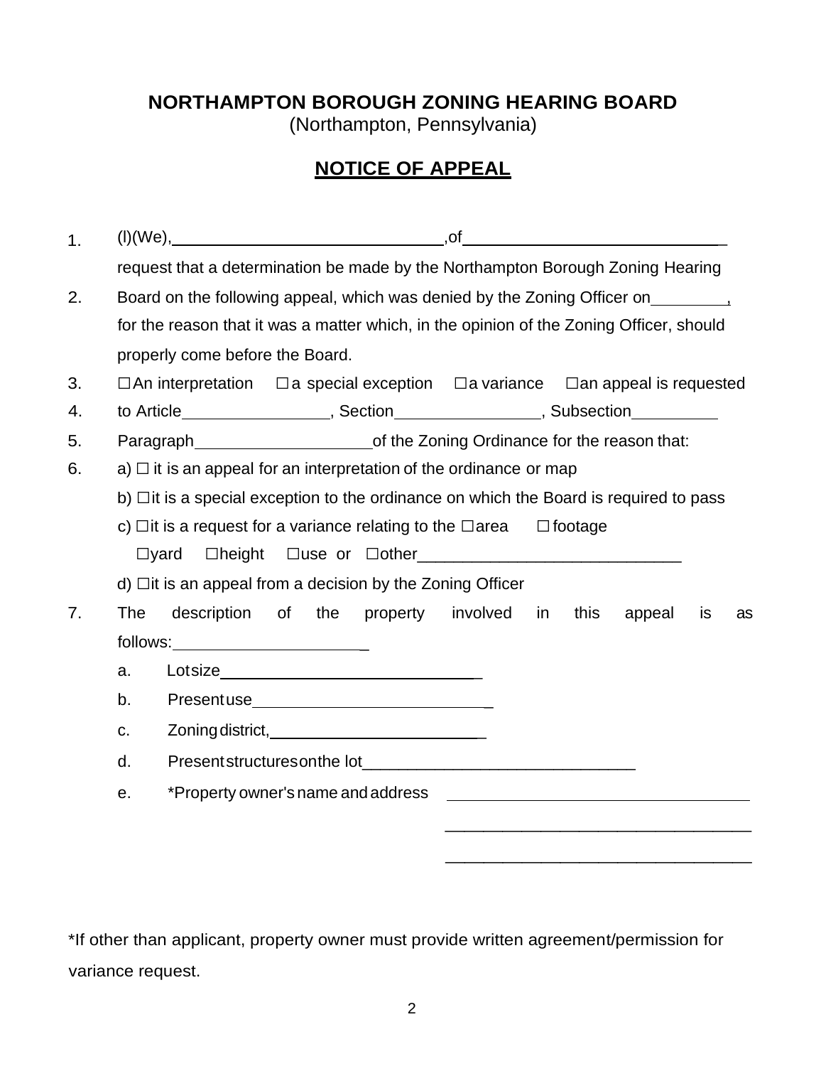**NORTHAMPTON BOROUGH ZONING HEARING BOARD**
(Northampton, Pennsylvania)

## NOTICE OF APPEAL

1. (l)(We),______________________________,of______________________________ request that a determination be made by the Northampton Borough Zoning Hearing
2. Board on the following appeal, which was denied by the Zoning Officer on________, for the reason that it was a matter which, in the opinion of the Zoning Officer, should properly come before the Board.
3. ☐ An interpretation ☐ a special exception ☐ a variance ☐ an appeal is requested
4. to Article________________, Section________________, Subsection_________
5. Paragraph___________________ of the Zoning Ordinance for the reason that:
6. a) ☐ it is an appeal for an interpretation of the ordinance or map
   b) ☐ it is a special exception to the ordinance on which the Board is required to pass
   c) ☐ it is a request for a variance relating to the ☐ area ☐ footage ☐ yard ☐ height ☐ use or ☐ other_____________________________
   d) ☐ it is an appeal from a decision by the Zoning Officer
7. The description of the property involved in this appeal is as follows:_____________________
   a. Lot size______________________________
   b. Present use___________________________
   c. Zoning district,_________________________
   d. Present structures on the lot______________________________
   e. *Property owner's name and address __________________________________
      __________________________________
      __________________________________

*If other than applicant, property owner must provide written agreement/permission for variance request.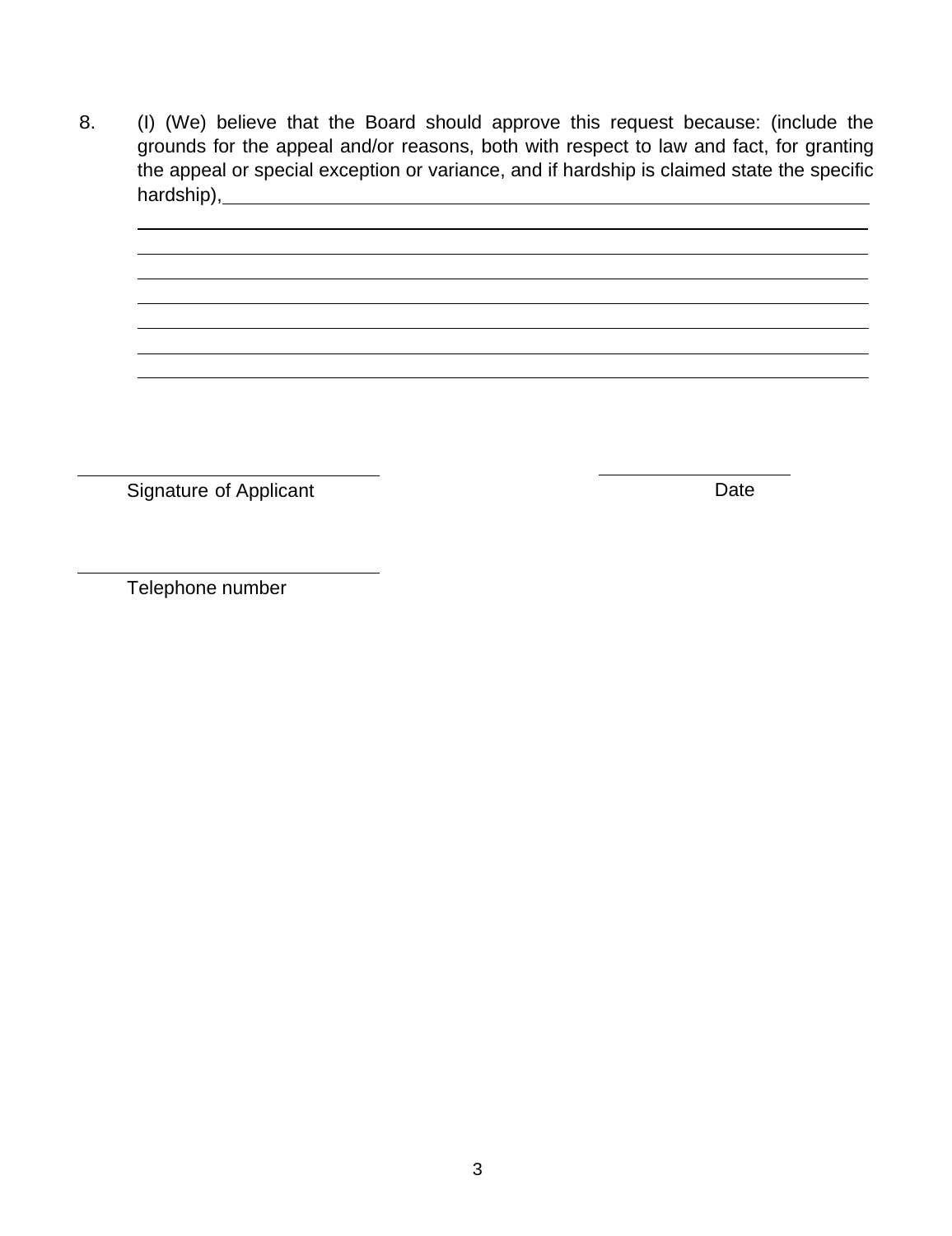8. (I) (We) believe that the Board should approve this request because: (include the grounds for the appeal and/or reasons, both with respect to law and fact, for granting the appeal or special exception or variance, and if hardship is claimed state the specific hardship), \_\_\_\_\_\_\_\_\_\_\_\_\_\_\_\_\_\_\_\_\_\_\_\_\_\_\_\_\_\_\_\_\_\_\_\_\_\_\_\_\_\_\_\_\_\_\_\_\_\_\_\_\_\_\_\_\_\_\_\_

\_\_\_\_\_\_\_\_\_\_\_\_\_\_\_\_\_\_\_\_\_\_\_\_\_\_\_\_\_\_\_\_\_\_\_\_\_\_\_\_\_\_\_\_\_\_\_\_\_\_\_\_\_\_\_\_\_\_\_\_\_\_\_\_\_\_\_\_\_\_\_\_\_\_\_\_\_\_

\_\_\_\_\_\_\_\_\_\_\_\_\_\_\_\_\_\_\_\_\_\_\_\_\_\_\_\_\_\_\_\_\_\_\_\_\_\_\_\_\_\_\_\_\_\_\_\_\_\_\_\_\_\_\_\_\_\_\_\_\_\_\_\_\_\_\_\_\_\_\_\_\_\_\_\_\_\_

\_\_\_\_\_\_\_\_\_\_\_\_\_\_\_\_\_\_\_\_\_\_\_\_\_\_\_\_\_\_\_\_\_\_\_\_\_\_\_\_\_\_\_\_\_\_\_\_\_\_\_\_\_\_\_\_\_\_\_\_\_\_\_\_\_\_\_\_\_\_\_\_\_\_\_\_\_\_

\_\_\_\_\_\_\_\_\_\_\_\_\_\_\_\_\_\_\_\_\_\_\_\_\_\_\_\_\_\_\_\_\_\_\_\_\_\_\_\_\_\_\_\_\_\_\_\_\_\_\_\_\_\_\_\_\_\_\_\_\_\_\_\_\_\_\_\_\_\_\_\_\_\_\_\_\_\_

\_\_\_\_\_\_\_\_\_\_\_\_\_\_\_\_\_\_\_\_\_\_\_\_\_\_\_\_\_\_\_\_\_\_\_\_\_\_\_\_\_\_\_\_\_\_\_\_\_\_\_\_\_\_\_\_\_\_\_\_\_\_\_\_\_\_\_\_\_\_\_\_\_\_\_\_\_\_

\_\_\_\_\_\_\_\_\_\_\_\_\_\_\_\_\_\_\_\_\_\_\_\_\_\_\_\_\_\_\_\_\_\_\_\_\_\_\_\_\_\_\_\_\_\_\_\_\_\_\_\_\_\_\_\_\_\_\_\_\_\_\_\_\_\_\_\_\_\_\_\_\_\_\_\_\_\_

\_\_\_\_\_\_\_\_\_\_\_\_\_\_\_\_\_\_\_\_\_\_\_\_\_\_\_\_\_\_\_\_\_\_\_\_\_\_\_\_\_\_\_\_\_\_\_\_\_\_\_\_\_\_\_\_\_\_\_\_\_\_\_\_\_\_\_\_\_\_\_\_\_\_\_\_\_\_

\_\_\_\_\_\_\_\_\_\_\_\_\_\_\_\_\_\_\_\_\_\_\_\_\_\_\_\_\_\_\_\_\_\_ &nbsp;&nbsp;&nbsp;&nbsp;&nbsp;&nbsp;&nbsp;&nbsp;&nbsp;&nbsp;&nbsp;&nbsp; \_\_\_\_\_\_\_\_\_\_\_\_\_\_\_\_\_\_\_\_
Signature of Applicant &nbsp;&nbsp;&nbsp;&nbsp;&nbsp;&nbsp;&nbsp;&nbsp;&nbsp;&nbsp;&nbsp;&nbsp;&nbsp;&nbsp;&nbsp;&nbsp;&nbsp;&nbsp;&nbsp;&nbsp;&nbsp;&nbsp;&nbsp;&nbsp; Date

\_\_\_\_\_\_\_\_\_\_\_\_\_\_\_\_\_\_\_\_\_\_\_\_\_\_\_\_\_\_\_\_\_\_
Telephone number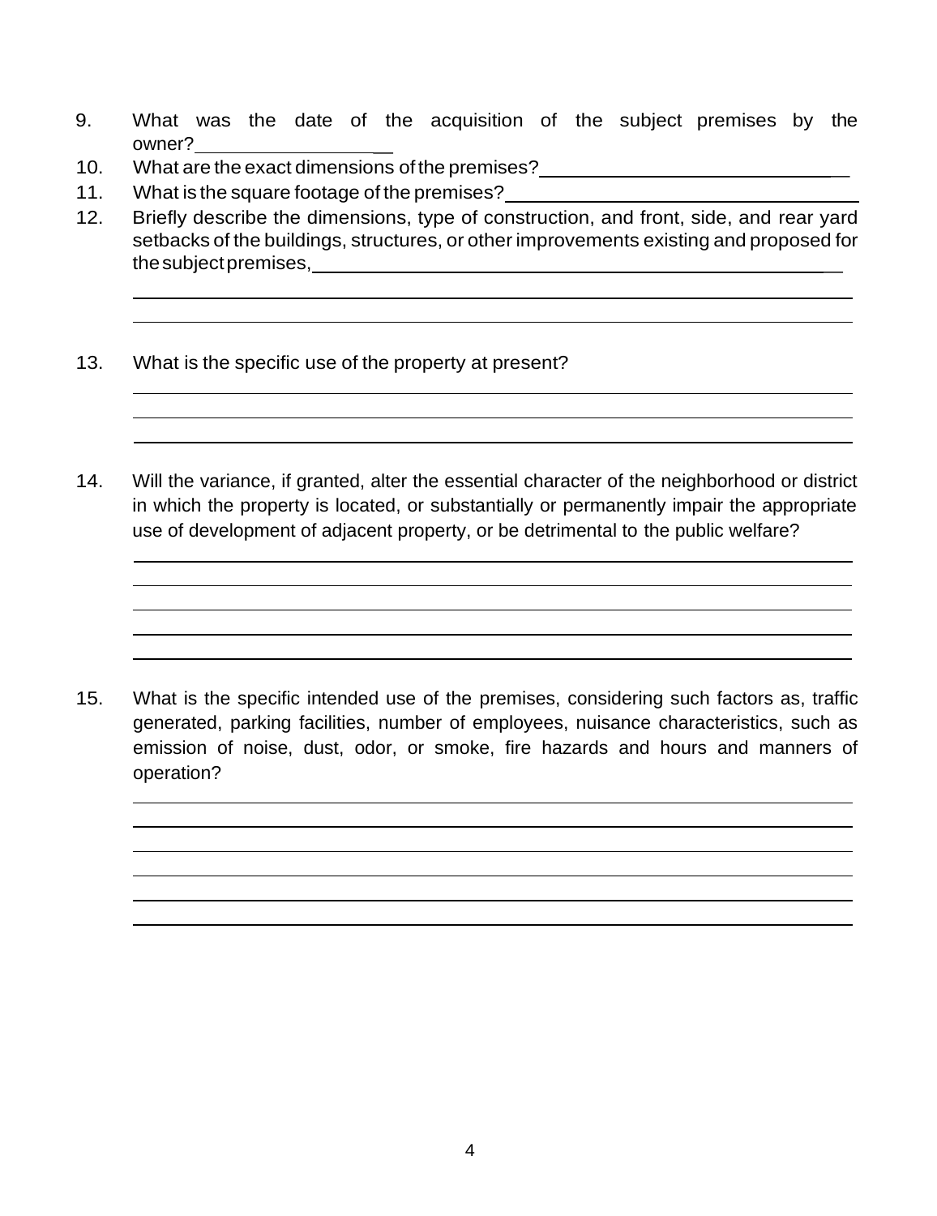9. What was the date of the acquisition of the subject premises by the owner?____________________

10. What are the exact dimensions of the premises?______________________________

11. What is the square footage of the premises?______________________________

12. Briefly describe the dimensions, type of construction, and front, side, and rear yard setbacks of the buildings, structures, or other improvements existing and proposed for the subject premises,______________________________________________

    ______________________________________________________________________

    ______________________________________________________________________

13. What is the specific use of the property at present?

    ______________________________________________________________________

    ______________________________________________________________________

    ______________________________________________________________________

14. Will the variance, if granted, alter the essential character of the neighborhood or district in which the property is located, or substantially or permanently impair the appropriate use of development of adjacent property, or be detrimental to the public welfare?

    ______________________________________________________________________

    ______________________________________________________________________

    ______________________________________________________________________

    ______________________________________________________________________

    ______________________________________________________________________

15. What is the specific intended use of the premises, considering such factors as, traffic generated, parking facilities, number of employees, nuisance characteristics, such as emission of noise, dust, odor, or smoke, fire hazards and hours and manners of operation?

    ______________________________________________________________________

    ______________________________________________________________________

    ______________________________________________________________________

    ______________________________________________________________________

    ______________________________________________________________________

    ______________________________________________________________________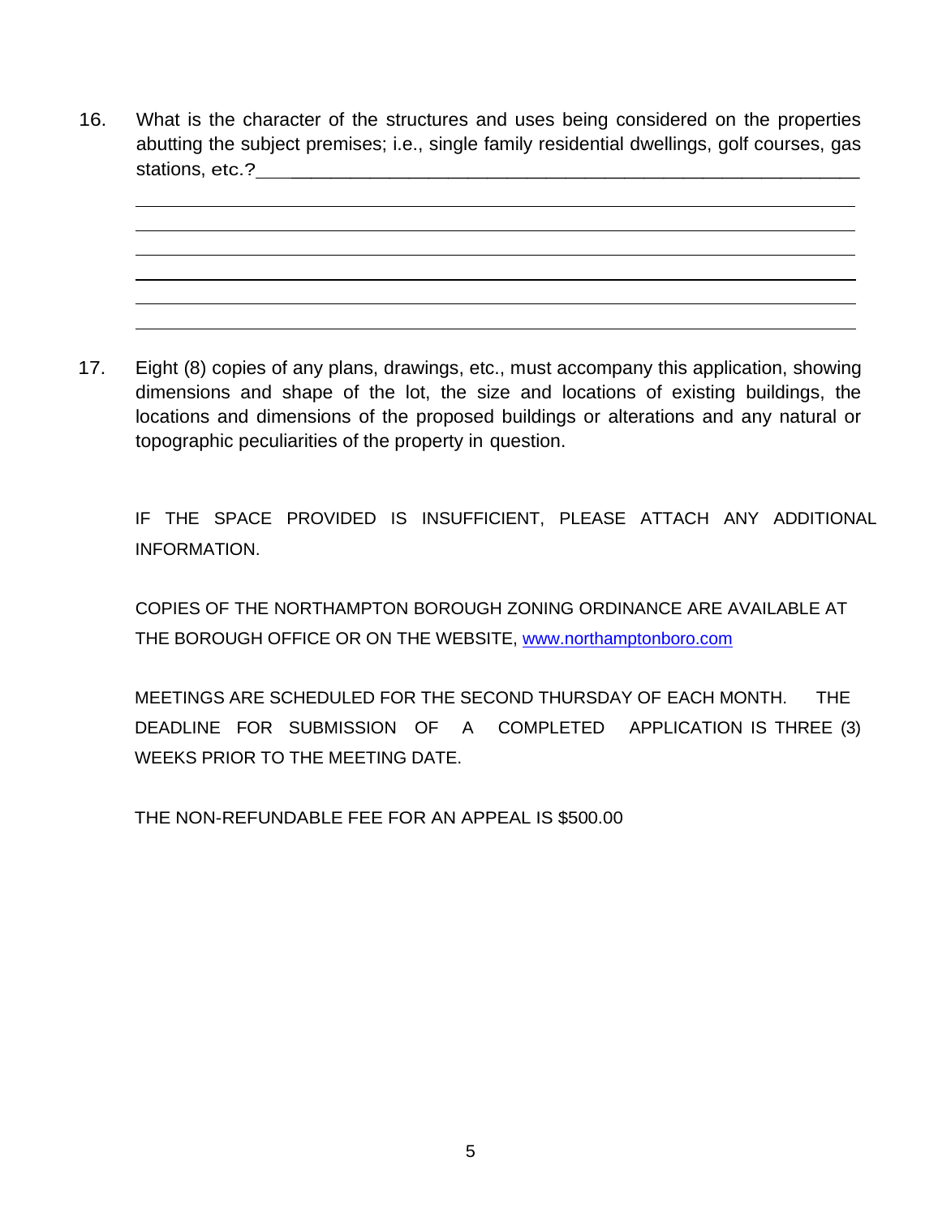16. What is the character of the structures and uses being considered on the properties abutting the subject premises; i.e., single family residential dwellings, golf courses, gas stations, etc.?\_\_\_\_\_\_\_\_\_\_\_\_\_\_\_\_\_\_\_\_\_\_\_\_\_\_\_\_\_\_\_\_\_\_\_\_\_\_\_\_\_\_\_\_\_\_\_\_\_\_\_\_\_\_\_\_

17. Eight (8) copies of any plans, drawings, etc., must accompany this application, showing dimensions and shape of the lot, the size and locations of existing buildings, the locations and dimensions of the proposed buildings or alterations and any natural or topographic peculiarities of the property in question.

IF THE SPACE PROVIDED IS INSUFFICIENT, PLEASE ATTACH ANY ADDITIONAL INFORMATION.

COPIES OF THE NORTHAMPTON BOROUGH ZONING ORDINANCE ARE AVAILABLE AT THE BOROUGH OFFICE OR ON THE WEBSITE, [www.northamptonboro.com](http://www.northamptonboro.com)

MEETINGS ARE SCHEDULED FOR THE SECOND THURSDAY OF EACH MONTH. THE DEADLINE FOR SUBMISSION OF A COMPLETED APPLICATION IS THREE (3) WEEKS PRIOR TO THE MEETING DATE.

THE NON-REFUNDABLE FEE FOR AN APPEAL IS $500.00